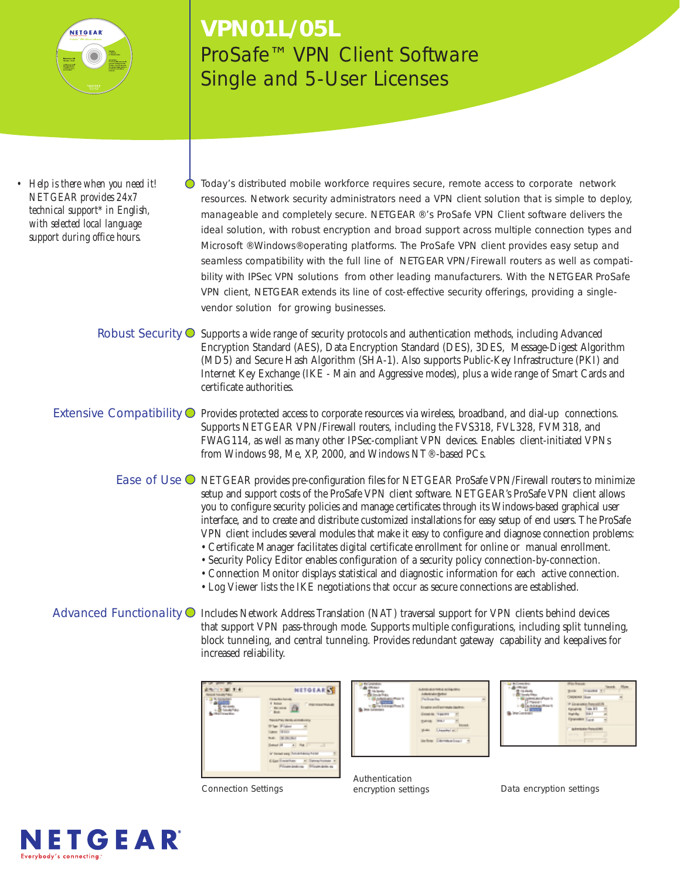# VPN01L/05L

## ProSafe™ VPN Client Software Single and 5-User Licenses

- *Help is there when you need it! NETGEAR provides 24x7 technical support* in English, with selected local language support during office hours.*

Today's distributed mobile workforce requires secure, remote access to corporate network resources. Network security administrators need a VPN client solution that is simple to deploy, manageable and completely secure. NETGEAR®'s ProSafe VPN Client software delivers the ideal solution, with robust encryption and broad support across multiple connection types and Microsoft®Windows®operating platforms. The ProSafe VPN client provides easy setup and seamless compatibility with the full line of NETGEAR VPN/Firewall routers as well as compatibility with IPSec VPN solutions from other leading manufacturers. With the NETGEAR ProSafe VPN client, NETGEAR extends its line of cost-effective security offerings, providing a single-vendor solution for growing businesses.

**Robust Security**
Supports a wide range of security protocols and authentication methods, including Advanced Encryption Standard (AES), Data Encryption Standard (DES), 3DES, Message-Digest Algorithm (MD5) and Secure Hash Algorithm (SHA-1). Also supports Public-Key Infrastructure (PKI) and Internet Key Exchange (IKE - Main and Aggressive modes), plus a wide range of Smart Cards and certificate authorities.

**Extensive Compatibility**
Provides protected access to corporate resources via wireless, broadband, and dial-up connections. Supports NETGEAR VPN/Firewall routers, including the FVS318, FVL328, FVM318, and FWAG114, as well as many other IPSec-compliant VPN devices. Enables client-initiated VPNs from Windows 98, Me, XP, 2000, and Windows NT®-based PCs.

**Ease of Use**
NETGEAR provides pre-configuration files for NETGEAR ProSafe VPN/Firewall routers to minimize setup and support costs of the ProSafe VPN client software. NETGEAR's ProSafe VPN client allows you to configure security policies and manage certificates through its Windows-based graphical user interface, and to create and distribute customized installations for easy setup of end users. The ProSafe VPN client includes several modules that make it easy to configure and diagnose connection problems:
- Certificate Manager facilitates digital certificate enrollment for online or manual enrollment.
- Security Policy Editor enables configuration of a security policy connection-by-connection.
- Connection Monitor displays statistical and diagnostic information for each active connection.
- Log Viewer lists the IKE negotiations that occur as secure connections are established.

**Advanced Functionality**
Includes Network Address Translation (NAT) traversal support for VPN clients behind devices that support VPN pass-through mode. Supports multiple configurations, including split tunneling, block tunneling, and central tunneling. Provides redundant gateway capability and keepalives for increased reliability.

Connection Settings

Authentication encryption settings

Data encryption settings

NETGEAR
Everybody's connecting.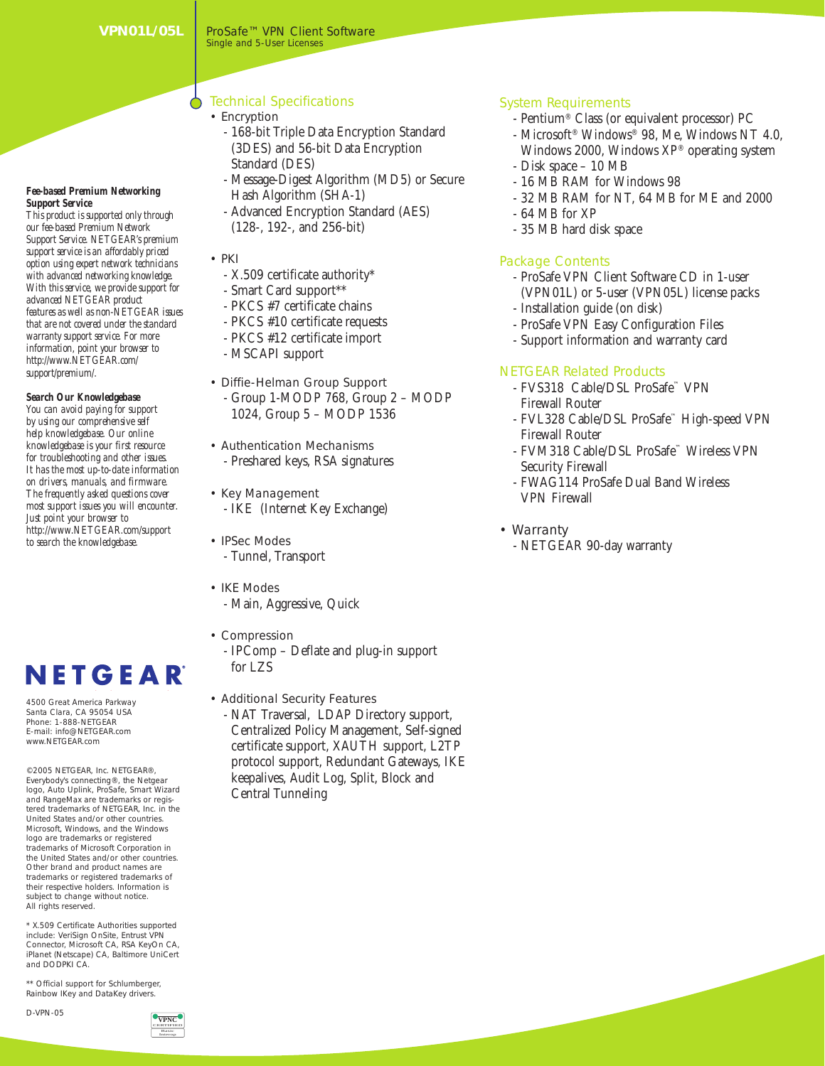## Technical Specifications

- Encryption
  - 168-bit Triple Data Encryption Standard (3DES) and 56-bit Data Encryption Standard (DES)
  - Message-Digest Algorithm (MD5) or Secure Hash Algorithm (SHA-1)
  - Advanced Encryption Standard (AES) (128-, 192-, and 256-bit)
- PKI
  - X.509 certificate authority*
  - Smart Card support**
  - PKCS #7 certificate chains
  - PKCS #10 certificate requests
  - PKCS #12 certificate import
  - MSCAPI support
- Diffie-Helman Group Support
  - Group 1-MODP 768, Group 2 – MODP 1024, Group 5 – MODP 1536
- Authentication Mechanisms
  - Preshared keys, RSA signatures
- Key Management
  - IKE (Internet Key Exchange)
- IPSec Modes
  - Tunnel, Transport
- IKE Modes
  - Main, Aggressive, Quick
- Compression
  - IPComp – Deflate and plug-in support for LZS
- Additional Security Features
  - NAT Traversal, LDAP Directory support, Centralized Policy Management, Self-signed certificate support, XAUTH support, L2TP protocol support, Redundant Gateways, IKE keepalives, Audit Log, Split, Block and Central Tunneling

## System Requirements

- Pentium® Class (or equivalent processor) PC
- Microsoft® Windows® 98, Me, Windows NT 4.0, Windows 2000, Windows XP® operating system
- Disk space – 10 MB
- 16 MB RAM for Windows 98
- 32 MB RAM for NT, 64 MB for ME and 2000
- 64 MB for XP
- 35 MB hard disk space

## Package Contents

- ProSafe VPN Client Software CD in 1-user (VPN01L) or 5-user (VPN05L) license packs
- Installation guide (on disk)
- ProSafe VPN Easy Configuration Files
- Support information and warranty card

## NETGEAR Related Products

- FVS318 Cable/DSL ProSafe™ VPN Firewall Router
- FVL328 Cable/DSL ProSafe™ High-speed VPN Firewall Router
- FVM318 Cable/DSL ProSafe™ Wireless VPN Security Firewall
- FWAG114 ProSafe Dual Band Wireless VPN Firewall

- Warranty
  - NETGEAR 90-day warranty

***Fee-based Premium Networking Support Service***

*This product is supported only through our fee-based Premium Network Support Service. NETGEAR's premium support service is an affordably priced option using expert network technicians with advanced networking knowledge. With this service, we provide support for advanced NETGEAR product features as well as non-NETGEAR issues that are not covered under the standard warranty support service. For more information, point your browser to http://www.NETGEAR.com/support/premium/.*

***Search Our Knowledgebase***

*You can avoid paying for support by using our comprehensive self help knowledgebase. Our online knowledgebase is your first resource for troubleshooting and other issues. It has the most up-to-date information on drivers, manuals, and firmware. The frequently asked questions cover most support issues you will encounter. Just point your browser to http://www.NETGEAR.com/support to search the knowledgebase.*

**NETGEAR®**

4500 Great America Parkway
Santa Clara, CA 95054 USA
Phone: 1-888-NETGEAR
E-mail: info@NETGEAR.com
www.NETGEAR.com

©2005 NETGEAR, Inc. NETGEAR®, Everybody's connecting®, the Netgear logo, Auto Uplink, ProSafe, Smart Wizard and RangeMax are trademarks or registered trademarks of NETGEAR, Inc. in the United States and/or other countries. Microsoft, Windows, and the Windows logo are trademarks or registered trademarks of Microsoft Corporation in the United States and/or other countries. Other brand and product names are trademarks or registered trademarks of their respective holders. Information is subject to change without notice. All rights reserved.

* X.509 Certificate Authorities supported include: VeriSign OnSite, Entrust VPN Connector, Microsoft CA, RSA KeyOn CA, iPlanet (Netscape) CA, Baltimore UniCert and DODPKI CA.

** Official support for Schlumberger, Rainbow IKey and DataKey drivers.

D-VPN-05